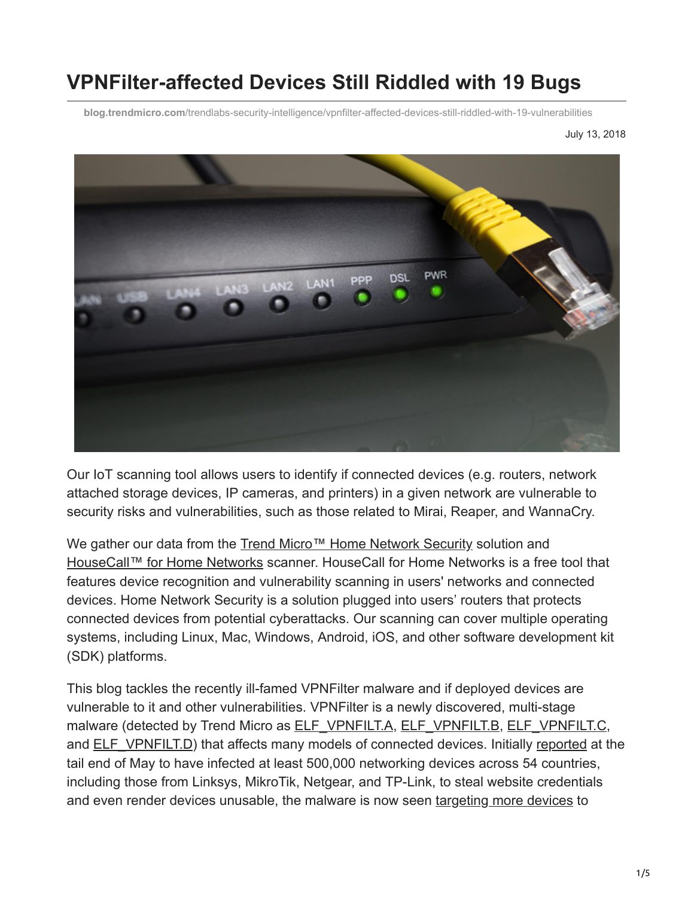# VPNFilter-affected Devices Still Riddled with 19 Bugs

blog.trendmicro.com/trendlabs-security-intelligence/vpnfilter-affected-devices-still-riddled-with-19-vulnerabilities

July 13, 2018

Our IoT scanning tool allows users to identify if connected devices (e.g. routers, network attached storage devices, IP cameras, and printers) in a given network are vulnerable to security risks and vulnerabilities, such as those related to Mirai, Reaper, and WannaCry.

We gather our data from the Trend Micro™ Home Network Security solution and HouseCall™ for Home Networks scanner. HouseCall for Home Networks is a free tool that features device recognition and vulnerability scanning in users' networks and connected devices. Home Network Security is a solution plugged into users' routers that protects connected devices from potential cyberattacks. Our scanning can cover multiple operating systems, including Linux, Mac, Windows, Android, iOS, and other software development kit (SDK) platforms.

This blog tackles the recently ill-famed VPNFilter malware and if deployed devices are vulnerable to it and other vulnerabilities. VPNFilter is a newly discovered, multi-stage malware (detected by Trend Micro as ELF_VPNFILT.A, ELF_VPNFILT.B, ELF_VPNFILT.C, and ELF_VPNFILT.D) that affects many models of connected devices. Initially reported at the tail end of May to have infected at least 500,000 networking devices across 54 countries, including those from Linksys, MikroTik, Netgear, and TP-Link, to steal website credentials and even render devices unusable, the malware is now seen targeting more devices to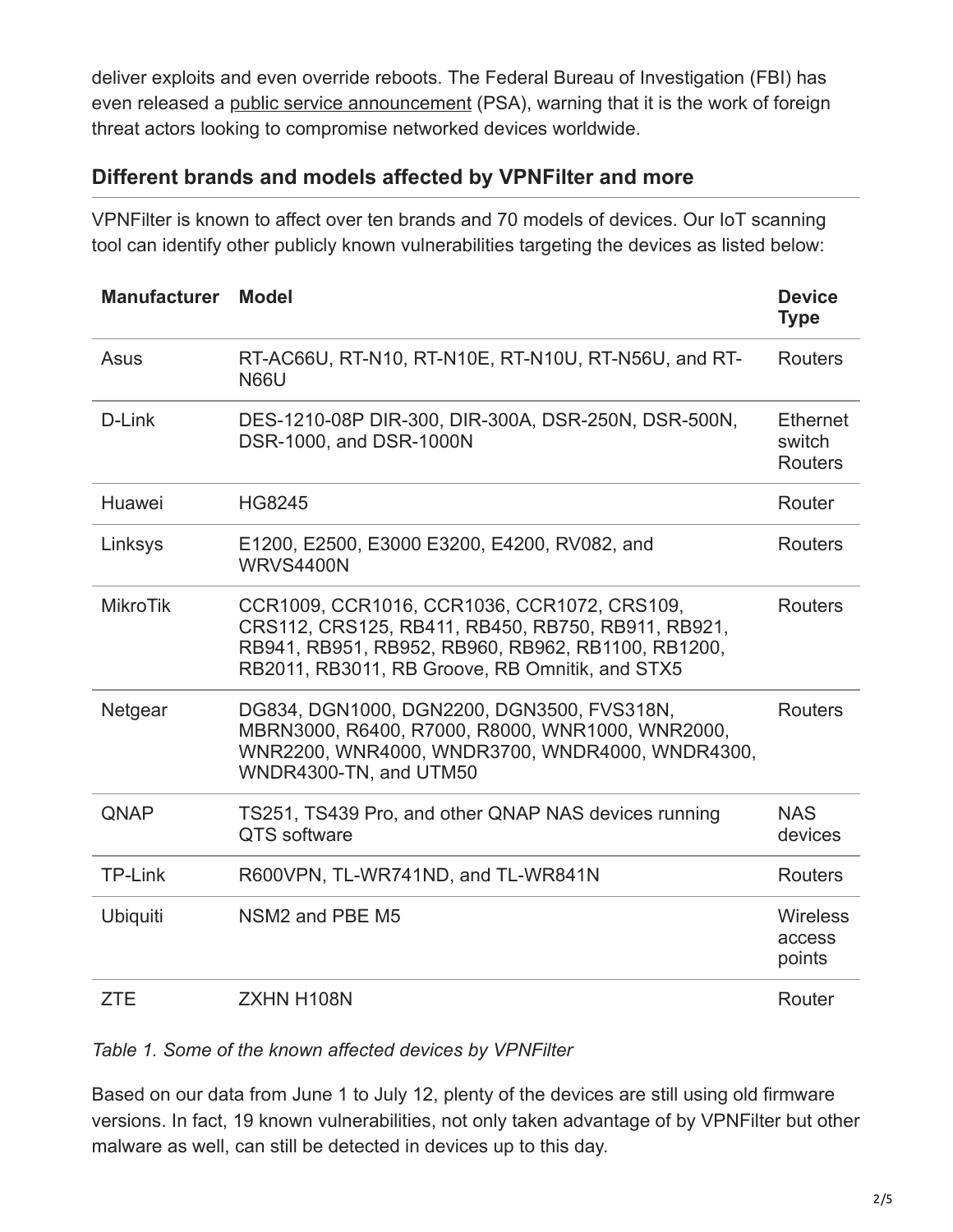deliver exploits and even override reboots. The Federal Bureau of Investigation (FBI) has even released a public service announcement (PSA), warning that it is the work of foreign threat actors looking to compromise networked devices worldwide.

### Different brands and models affected by VPNFilter and more

VPNFilter is known to affect over ten brands and 70 models of devices. Our IoT scanning tool can identify other publicly known vulnerabilities targeting the devices as listed below:

| Manufacturer | Model | Device Type |
| --- | --- | --- |
| Asus | RT-AC66U, RT-N10, RT-N10E, RT-N10U, RT-N56U, and RT-N66U | Routers |
| D-Link | DES-1210-08P DIR-300, DIR-300A, DSR-250N, DSR-500N, DSR-1000, and DSR-1000N | Ethernet switch Routers |
| Huawei | HG8245 | Router |
| Linksys | E1200, E2500, E3000 E3200, E4200, RV082, and WRVS4400N | Routers |
| MikroTik | CCR1009, CCR1016, CCR1036, CCR1072, CRS109, CRS112, CRS125, RB411, RB450, RB750, RB911, RB921, RB941, RB951, RB952, RB960, RB962, RB1100, RB1200, RB2011, RB3011, RB Groove, RB Omnitik, and STX5 | Routers |
| Netgear | DG834, DGN1000, DGN2200, DGN3500, FVS318N, MBRN3000, R6400, R7000, R8000, WNR1000, WNR2000, WNR2200, WNR4000, WNDR3700, WNDR4000, WNDR4300, WNDR4300-TN, and UTM50 | Routers |
| QNAP | TS251, TS439 Pro, and other QNAP NAS devices running QTS software | NAS devices |
| TP-Link | R600VPN, TL-WR741ND, and TL-WR841N | Routers |
| Ubiquiti | NSM2 and PBE M5 | Wireless access points |
| ZTE | ZXHN H108N | Router |

*Table 1. Some of the known affected devices by VPNFilter*

Based on our data from June 1 to July 12, plenty of the devices are still using old firmware versions. In fact, 19 known vulnerabilities, not only taken advantage of by VPNFilter but other malware as well, can still be detected in devices up to this day.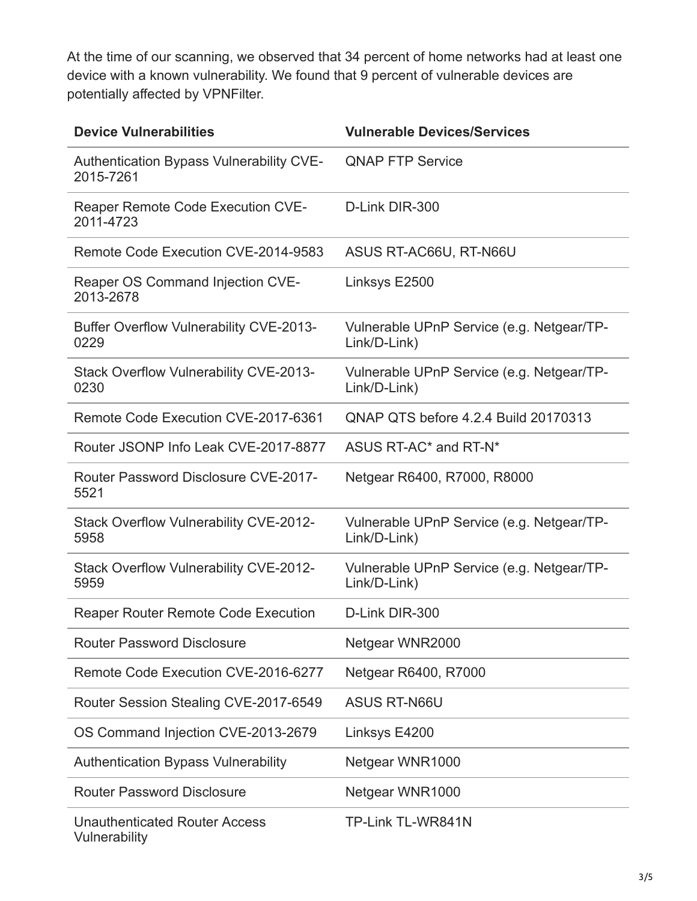At the time of our scanning, we observed that 34 percent of home networks had at least one device with a known vulnerability. We found that 9 percent of vulnerable devices are potentially affected by VPNFilter.

| Device Vulnerabilities | Vulnerable Devices/Services |
| --- | --- |
| Authentication Bypass Vulnerability CVE-2015-7261 | QNAP FTP Service |
| Reaper Remote Code Execution CVE-2011-4723 | D-Link DIR-300 |
| Remote Code Execution CVE-2014-9583 | ASUS RT-AC66U, RT-N66U |
| Reaper OS Command Injection CVE-2013-2678 | Linksys E2500 |
| Buffer Overflow Vulnerability CVE-2013-0229 | Vulnerable UPnP Service (e.g. Netgear/TP-Link/D-Link) |
| Stack Overflow Vulnerability CVE-2013-0230 | Vulnerable UPnP Service (e.g. Netgear/TP-Link/D-Link) |
| Remote Code Execution CVE-2017-6361 | QNAP QTS before 4.2.4 Build 20170313 |
| Router JSONP Info Leak CVE-2017-8877 | ASUS RT-AC* and RT-N* |
| Router Password Disclosure CVE-2017-5521 | Netgear R6400, R7000, R8000 |
| Stack Overflow Vulnerability CVE-2012-5958 | Vulnerable UPnP Service (e.g. Netgear/TP-Link/D-Link) |
| Stack Overflow Vulnerability CVE-2012-5959 | Vulnerable UPnP Service (e.g. Netgear/TP-Link/D-Link) |
| Reaper Router Remote Code Execution | D-Link DIR-300 |
| Router Password Disclosure | Netgear WNR2000 |
| Remote Code Execution CVE-2016-6277 | Netgear R6400, R7000 |
| Router Session Stealing CVE-2017-6549 | ASUS RT-N66U |
| OS Command Injection CVE-2013-2679 | Linksys E4200 |
| Authentication Bypass Vulnerability | Netgear WNR1000 |
| Router Password Disclosure | Netgear WNR1000 |
| Unauthenticated Router Access Vulnerability | TP-Link TL-WR841N |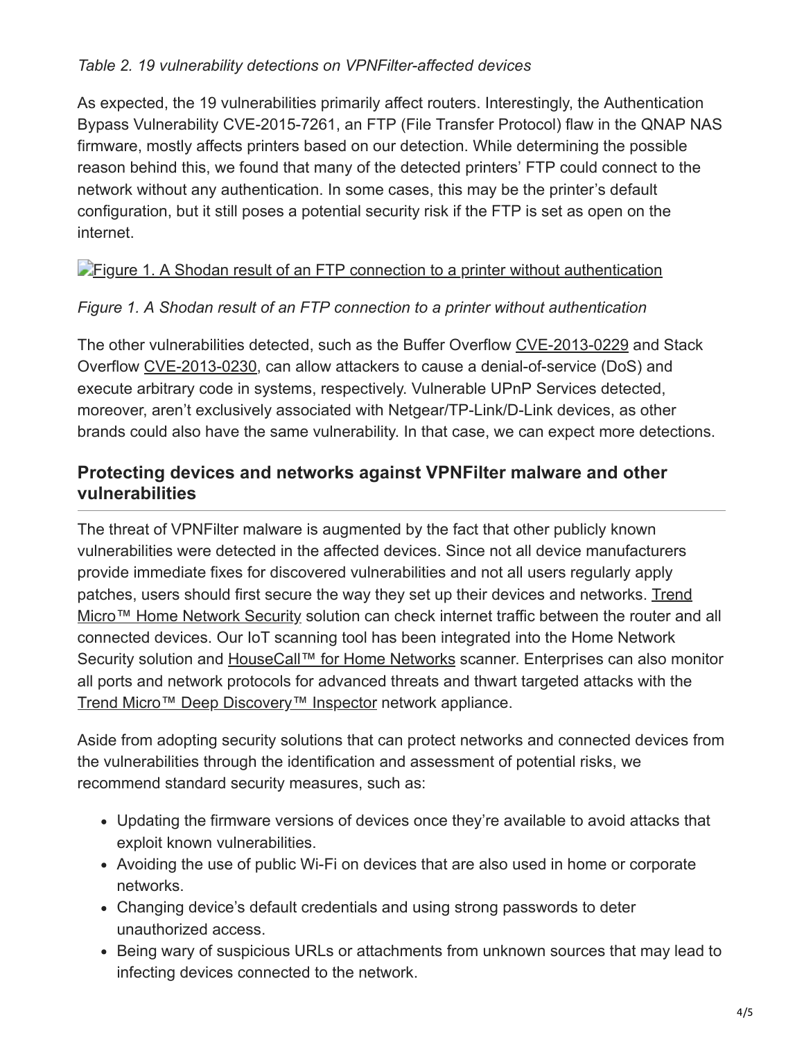*Table 2. 19 vulnerability detections on VPNFilter-affected devices*

As expected, the 19 vulnerabilities primarily affect routers. Interestingly, the Authentication Bypass Vulnerability CVE-2015-7261, an FTP (File Transfer Protocol) flaw in the QNAP NAS firmware, mostly affects printers based on our detection. While determining the possible reason behind this, we found that many of the detected printers' FTP could connect to the network without any authentication. In some cases, this may be the printer's default configuration, but it still poses a potential security risk if the FTP is set as open on the internet.

Figure 1. A Shodan result of an FTP connection to a printer without authentication

*Figure 1. A Shodan result of an FTP connection to a printer without authentication*

The other vulnerabilities detected, such as the Buffer Overflow CVE-2013-0229 and Stack Overflow CVE-2013-0230, can allow attackers to cause a denial-of-service (DoS) and execute arbitrary code in systems, respectively. Vulnerable UPnP Services detected, moreover, aren't exclusively associated with Netgear/TP-Link/D-Link devices, as other brands could also have the same vulnerability. In that case, we can expect more detections.

## Protecting devices and networks against VPNFilter malware and other vulnerabilities

The threat of VPNFilter malware is augmented by the fact that other publicly known vulnerabilities were detected in the affected devices. Since not all device manufacturers provide immediate fixes for discovered vulnerabilities and not all users regularly apply patches, users should first secure the way they set up their devices and networks. Trend Micro™ Home Network Security solution can check internet traffic between the router and all connected devices. Our IoT scanning tool has been integrated into the Home Network Security solution and HouseCall™ for Home Networks scanner. Enterprises can also monitor all ports and network protocols for advanced threats and thwart targeted attacks with the Trend Micro™ Deep Discovery™ Inspector network appliance.

Aside from adopting security solutions that can protect networks and connected devices from the vulnerabilities through the identification and assessment of potential risks, we recommend standard security measures, such as:

- Updating the firmware versions of devices once they're available to avoid attacks that exploit known vulnerabilities.
- Avoiding the use of public Wi-Fi on devices that are also used in home or corporate networks.
- Changing device's default credentials and using strong passwords to deter unauthorized access.
- Being wary of suspicious URLs or attachments from unknown sources that may lead to infecting devices connected to the network.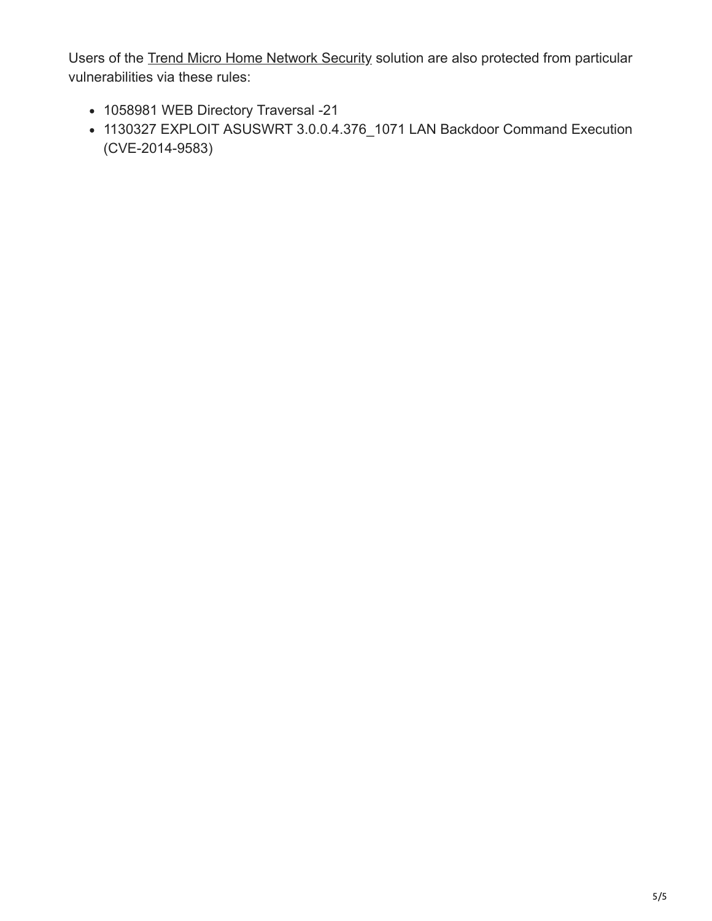Users of the Trend Micro Home Network Security solution are also protected from particular vulnerabilities via these rules:

- 1058981 WEB Directory Traversal -21
- 1130327 EXPLOIT ASUSWRT 3.0.0.4.376_1071 LAN Backdoor Command Execution (CVE-2014-9583)